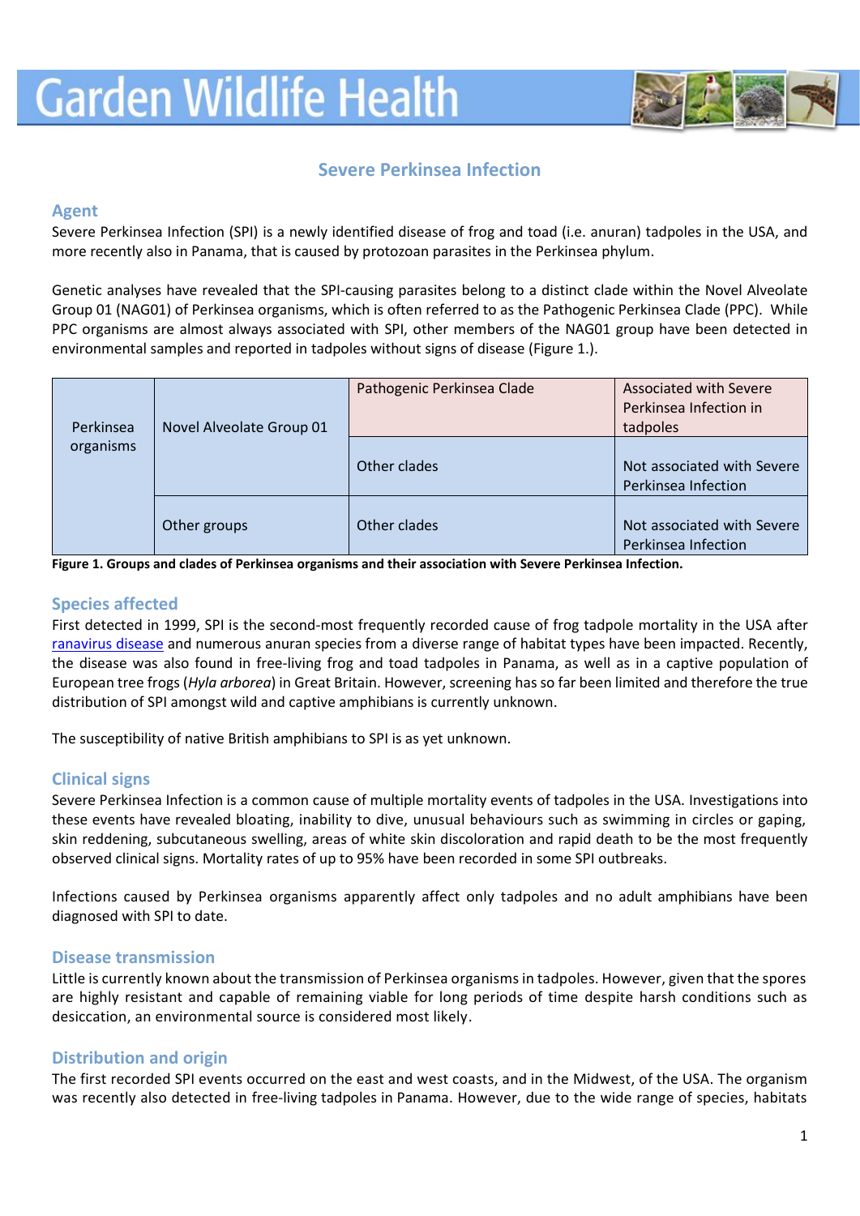# Garden Wildlife Health

## Severe Perkinsea Infection

### Agent

Severe Perkinsea Infection (SPI) is a newly identified disease of frog and toad (i.e. anuran) tadpoles in the USA, and more recently also in Panama, that is caused by protozoan parasites in the Perkinsea phylum.

Genetic analyses have revealed that the SPI-causing parasites belong to a distinct clade within the Novel Alveolate Group 01 (NAG01) of Perkinsea organisms, which is often referred to as the Pathogenic Perkinsea Clade (PPC). While PPC organisms are almost always associated with SPI, other members of the NAG01 group have been detected in environmental samples and reported in tadpoles without signs of disease (Figure 1.).

| | | | |
|---|---|---|---|
| Perkinsea organisms | Novel Alveolate Group 01 | Pathogenic Perkinsea Clade | Associated with Severe Perkinsea Infection in tadpoles |
| | | Other clades | Not associated with Severe Perkinsea Infection |
| | Other groups | Other clades | Not associated with Severe Perkinsea Infection |

**Figure 1. Groups and clades of Perkinsea organisms and their association with Severe Perkinsea Infection.**

### Species affected

First detected in 1999, SPI is the second-most frequently recorded cause of frog tadpole mortality in the USA after ranavirus disease and numerous anuran species from a diverse range of habitat types have been impacted. Recently, the disease was also found in free-living frog and toad tadpoles in Panama, as well as in a captive population of European tree frogs (*Hyla arborea*) in Great Britain. However, screening has so far been limited and therefore the true distribution of SPI amongst wild and captive amphibians is currently unknown.

The susceptibility of native British amphibians to SPI is as yet unknown.

### Clinical signs

Severe Perkinsea Infection is a common cause of multiple mortality events of tadpoles in the USA. Investigations into these events have revealed bloating, inability to dive, unusual behaviours such as swimming in circles or gaping, skin reddening, subcutaneous swelling, areas of white skin discoloration and rapid death to be the most frequently observed clinical signs. Mortality rates of up to 95% have been recorded in some SPI outbreaks.

Infections caused by Perkinsea organisms apparently affect only tadpoles and no adult amphibians have been diagnosed with SPI to date.

### Disease transmission

Little is currently known about the transmission of Perkinsea organisms in tadpoles. However, given that the spores are highly resistant and capable of remaining viable for long periods of time despite harsh conditions such as desiccation, an environmental source is considered most likely.

### Distribution and origin

The first recorded SPI events occurred on the east and west coasts, and in the Midwest, of the USA. The organism was recently also detected in free-living tadpoles in Panama. However, due to the wide range of species, habitats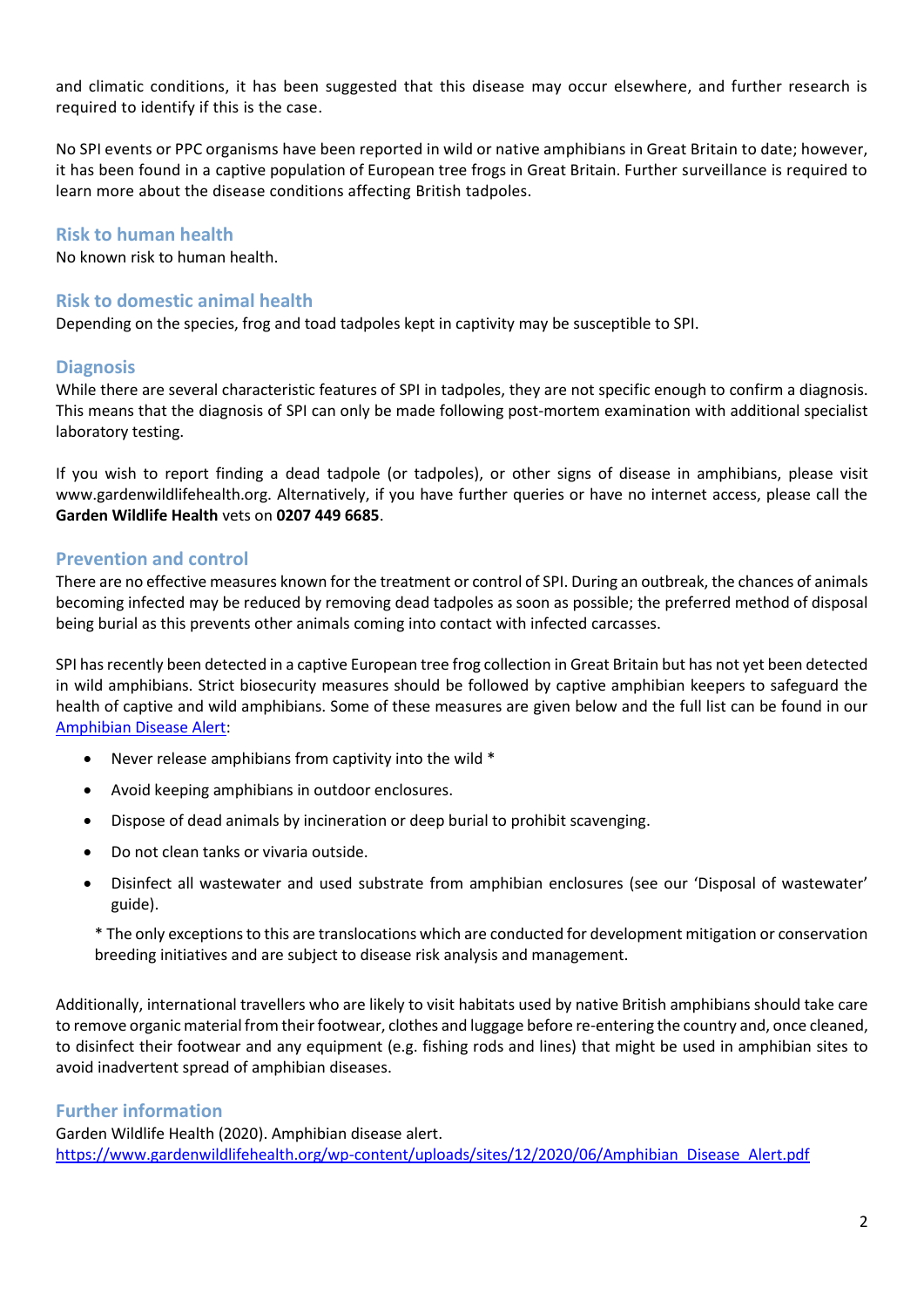and climatic conditions, it has been suggested that this disease may occur elsewhere, and further research is required to identify if this is the case.

No SPI events or PPC organisms have been reported in wild or native amphibians in Great Britain to date; however, it has been found in a captive population of European tree frogs in Great Britain. Further surveillance is required to learn more about the disease conditions affecting British tadpoles.

## Risk to human health

No known risk to human health.

## Risk to domestic animal health

Depending on the species, frog and toad tadpoles kept in captivity may be susceptible to SPI.

## Diagnosis

While there are several characteristic features of SPI in tadpoles, they are not specific enough to confirm a diagnosis. This means that the diagnosis of SPI can only be made following post-mortem examination with additional specialist laboratory testing.

If you wish to report finding a dead tadpole (or tadpoles), or other signs of disease in amphibians, please visit www.gardenwildlifehealth.org. Alternatively, if you have further queries or have no internet access, please call the **Garden Wildlife Health** vets on **0207 449 6685**.

## Prevention and control

There are no effective measures known for the treatment or control of SPI. During an outbreak, the chances of animals becoming infected may be reduced by removing dead tadpoles as soon as possible; the preferred method of disposal being burial as this prevents other animals coming into contact with infected carcasses.

SPI has recently been detected in a captive European tree frog collection in Great Britain but has not yet been detected in wild amphibians. Strict biosecurity measures should be followed by captive amphibian keepers to safeguard the health of captive and wild amphibians. Some of these measures are given below and the full list can be found in our Amphibian Disease Alert:

- Never release amphibians from captivity into the wild *
- Avoid keeping amphibians in outdoor enclosures.
- Dispose of dead animals by incineration or deep burial to prohibit scavenging.
- Do not clean tanks or vivaria outside.
- Disinfect all wastewater and used substrate from amphibian enclosures (see our 'Disposal of wastewater' guide).

\* The only exceptions to this are translocations which are conducted for development mitigation or conservation breeding initiatives and are subject to disease risk analysis and management.

Additionally, international travellers who are likely to visit habitats used by native British amphibians should take care to remove organic material from their footwear, clothes and luggage before re-entering the country and, once cleaned, to disinfect their footwear and any equipment (e.g. fishing rods and lines) that might be used in amphibian sites to avoid inadvertent spread of amphibian diseases.

## Further information

Garden Wildlife Health (2020). Amphibian disease alert.
https://www.gardenwildlifehealth.org/wp-content/uploads/sites/12/2020/06/Amphibian_Disease_Alert.pdf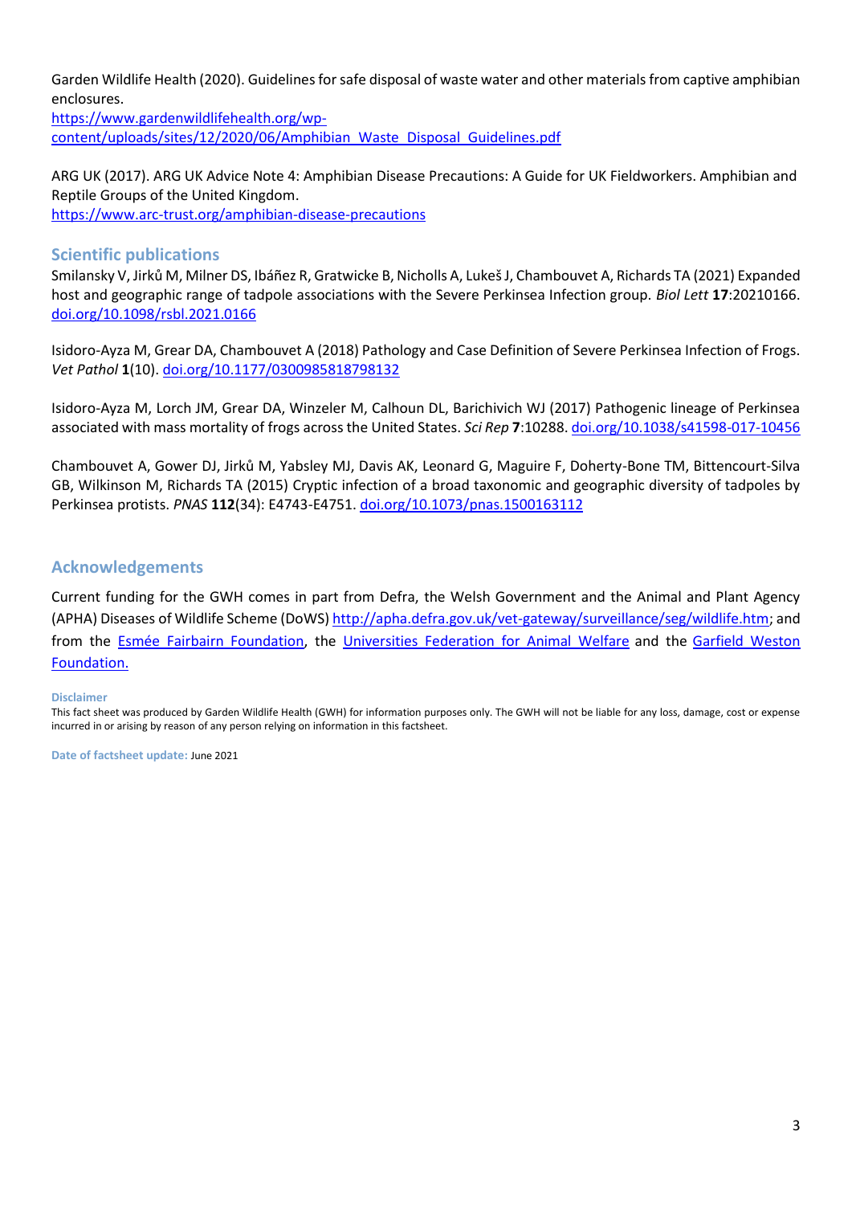Garden Wildlife Health (2020). Guidelines for safe disposal of waste water and other materials from captive amphibian enclosures.
https://www.gardenwildlifehealth.org/wp-content/uploads/sites/12/2020/06/Amphibian_Waste_Disposal_Guidelines.pdf

ARG UK (2017). ARG UK Advice Note 4: Amphibian Disease Precautions: A Guide for UK Fieldworkers. Amphibian and Reptile Groups of the United Kingdom.
https://www.arc-trust.org/amphibian-disease-precautions

## Scientific publications

Smilansky V, Jirků M, Milner DS, Ibáñez R, Gratwicke B, Nicholls A, Lukeš J, Chambouvet A, Richards TA (2021) Expanded host and geographic range of tadpole associations with the Severe Perkinsea Infection group. *Biol Lett* **17**:20210166. doi.org/10.1098/rsbl.2021.0166

Isidoro-Ayza M, Grear DA, Chambouvet A (2018) Pathology and Case Definition of Severe Perkinsea Infection of Frogs. *Vet Pathol* **1**(10). doi.org/10.1177/0300985818798132

Isidoro-Ayza M, Lorch JM, Grear DA, Winzeler M, Calhoun DL, Barichivich WJ (2017) Pathogenic lineage of Perkinsea associated with mass mortality of frogs across the United States. *Sci Rep* **7**:10288. doi.org/10.1038/s41598-017-10456

Chambouvet A, Gower DJ, Jirků M, Yabsley MJ, Davis AK, Leonard G, Maguire F, Doherty-Bone TM, Bittencourt-Silva GB, Wilkinson M, Richards TA (2015) Cryptic infection of a broad taxonomic and geographic diversity of tadpoles by Perkinsea protists. *PNAS* **112**(34): E4743-E4751. doi.org/10.1073/pnas.1500163112

## Acknowledgements

Current funding for the GWH comes in part from Defra, the Welsh Government and the Animal and Plant Agency (APHA) Diseases of Wildlife Scheme (DoWS) http://apha.defra.gov.uk/vet-gateway/surveillance/seg/wildlife.htm; and from the Esmée Fairbairn Foundation, the Universities Federation for Animal Welfare and the Garfield Weston Foundation.

**Disclaimer**

This fact sheet was produced by Garden Wildlife Health (GWH) for information purposes only. The GWH will not be liable for any loss, damage, cost or expense incurred in or arising by reason of any person relying on information in this factsheet.

**Date of factsheet update:** June 2021